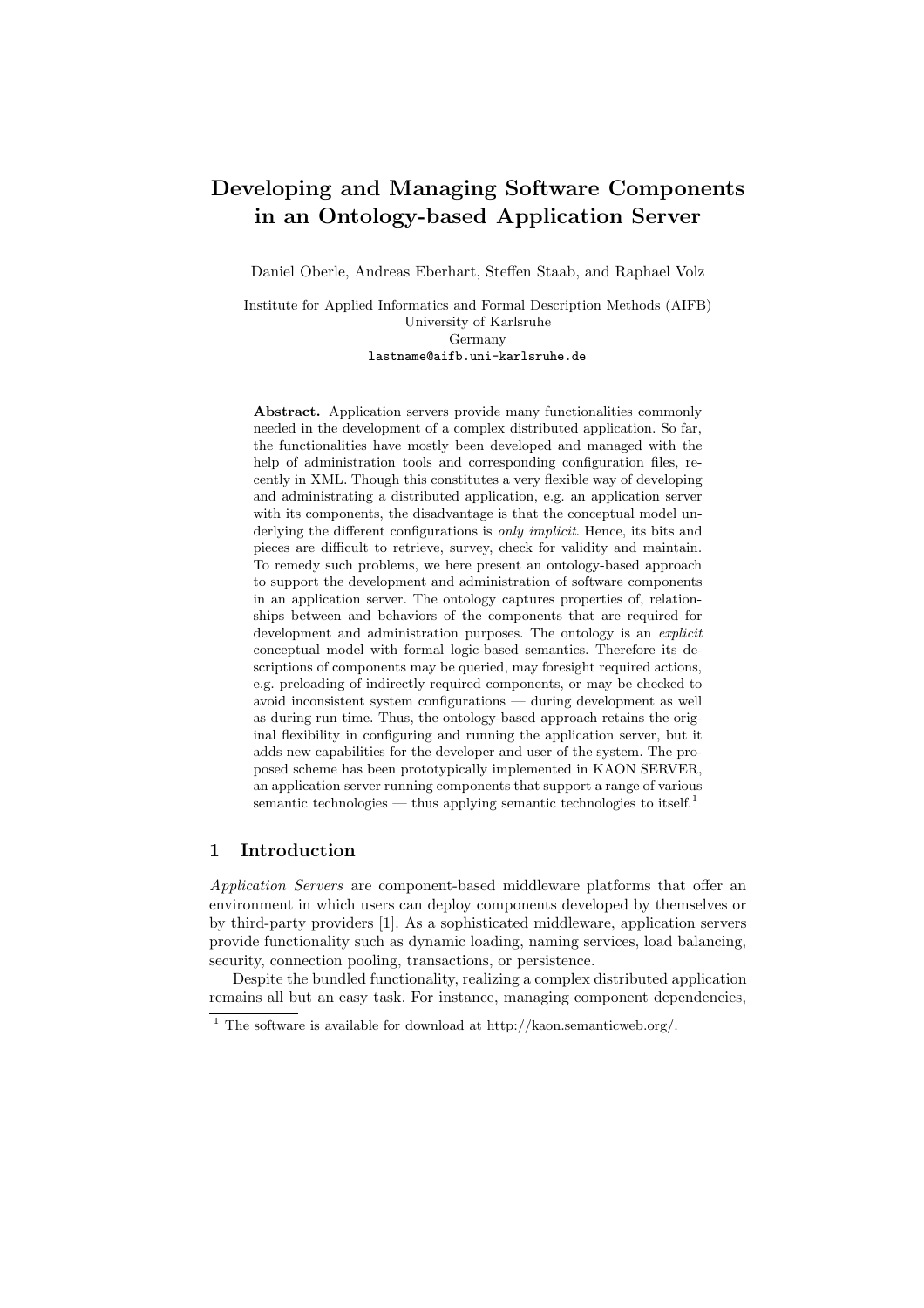# Developing and Managing Software Components in an Ontology-based Application Server

Daniel Oberle, Andreas Eberhart, Steffen Staab, and Raphael Volz

Institute for Applied Informatics and Formal Description Methods (AIFB)
University of Karlsruhe
Germany
lastname@aifb.uni-karlsruhe.de

**Abstract.** Application servers provide many functionalities commonly needed in the development of a complex distributed application. So far, the functionalities have mostly been developed and managed with the help of administration tools and corresponding configuration files, recently in XML. Though this constitutes a very flexible way of developing and administrating a distributed application, e.g. an application server with its components, the disadvantage is that the conceptual model underlying the different configurations is *only implicit*. Hence, its bits and pieces are difficult to retrieve, survey, check for validity and maintain. To remedy such problems, we here present an ontology-based approach to support the development and administration of software components in an application server. The ontology captures properties of, relationships between and behaviors of the components that are required for development and administration purposes. The ontology is an *explicit* conceptual model with formal logic-based semantics. Therefore its descriptions of components may be queried, may foresight required actions, e.g. preloading of indirectly required components, or may be checked to avoid inconsistent system configurations — during development as well as during run time. Thus, the ontology-based approach retains the original flexibility in configuring and running the application server, but it adds new capabilities for the developer and user of the system. The proposed scheme has been prototypically implemented in KAON SERVER, an application server running components that support a range of various semantic technologies — thus applying semantic technologies to itself.[1]

## 1 Introduction

*Application Servers* are component-based middleware platforms that offer an environment in which users can deploy components developed by themselves or by third-party providers [1]. As a sophisticated middleware, application servers provide functionality such as dynamic loading, naming services, load balancing, security, connection pooling, transactions, or persistence.

Despite the bundled functionality, realizing a complex distributed application remains all but an easy task. For instance, managing component dependencies,

[1] The software is available for download at http://kaon.semanticweb.org/.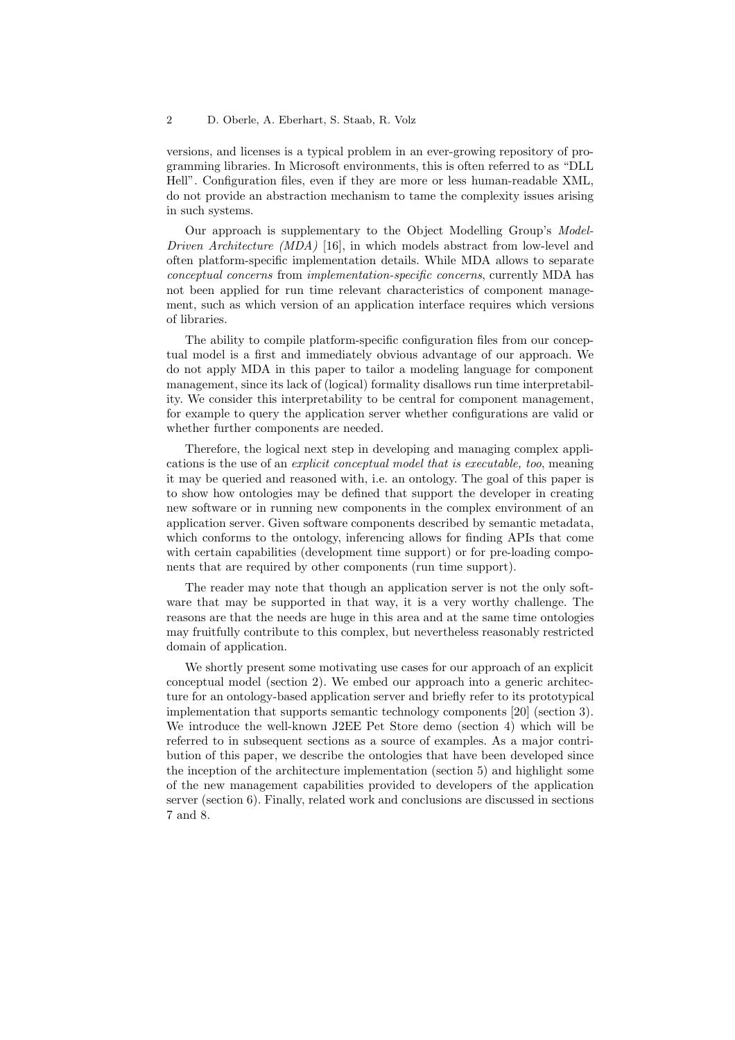versions, and licenses is a typical problem in an ever-growing repository of programming libraries. In Microsoft environments, this is often referred to as "DLL Hell". Configuration files, even if they are more or less human-readable XML, do not provide an abstraction mechanism to tame the complexity issues arising in such systems.

Our approach is supplementary to the Object Modelling Group's *Model-Driven Architecture (MDA)* [16], in which models abstract from low-level and often platform-specific implementation details. While MDA allows to separate *conceptual concerns* from *implementation-specific concerns*, currently MDA has not been applied for run time relevant characteristics of component management, such as which version of an application interface requires which versions of libraries.

The ability to compile platform-specific configuration files from our conceptual model is a first and immediately obvious advantage of our approach. We do not apply MDA in this paper to tailor a modeling language for component management, since its lack of (logical) formality disallows run time interpretability. We consider this interpretability to be central for component management, for example to query the application server whether configurations are valid or whether further components are needed.

Therefore, the logical next step in developing and managing complex applications is the use of an *explicit conceptual model that is executable, too*, meaning it may be queried and reasoned with, i.e. an ontology. The goal of this paper is to show how ontologies may be defined that support the developer in creating new software or in running new components in the complex environment of an application server. Given software components described by semantic metadata, which conforms to the ontology, inferencing allows for finding APIs that come with certain capabilities (development time support) or for pre-loading components that are required by other components (run time support).

The reader may note that though an application server is not the only software that may be supported in that way, it is a very worthy challenge. The reasons are that the needs are huge in this area and at the same time ontologies may fruitfully contribute to this complex, but nevertheless reasonably restricted domain of application.

We shortly present some motivating use cases for our approach of an explicit conceptual model (section 2). We embed our approach into a generic architecture for an ontology-based application server and briefly refer to its prototypical implementation that supports semantic technology components [20] (section 3). We introduce the well-known J2EE Pet Store demo (section 4) which will be referred to in subsequent sections as a source of examples. As a major contribution of this paper, we describe the ontologies that have been developed since the inception of the architecture implementation (section 5) and highlight some of the new management capabilities provided to developers of the application server (section 6). Finally, related work and conclusions are discussed in sections 7 and 8.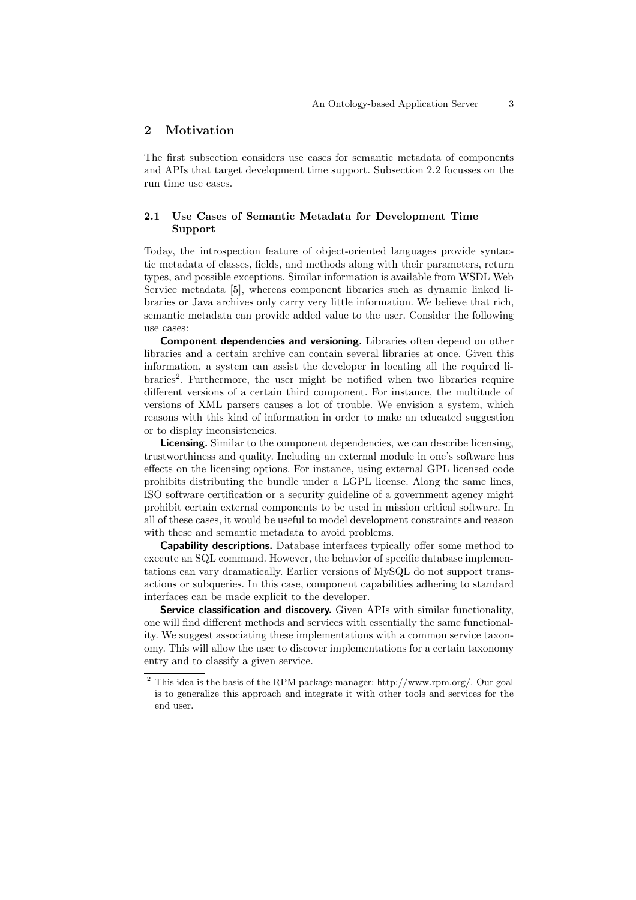## 2 Motivation

The first subsection considers use cases for semantic metadata of components and APIs that target development time support. Subsection 2.2 focusses on the run time use cases.

### 2.1 Use Cases of Semantic Metadata for Development Time Support

Today, the introspection feature of object-oriented languages provide syntactic metadata of classes, fields, and methods along with their parameters, return types, and possible exceptions. Similar information is available from WSDL Web Service metadata [5], whereas component libraries such as dynamic linked libraries or Java archives only carry very little information. We believe that rich, semantic metadata can provide added value to the user. Consider the following use cases:

**Component dependencies and versioning.** Libraries often depend on other libraries and a certain archive can contain several libraries at once. Given this information, a system can assist the developer in locating all the required libraries[2]. Furthermore, the user might be notified when two libraries require different versions of a certain third component. For instance, the multitude of versions of XML parsers causes a lot of trouble. We envision a system, which reasons with this kind of information in order to make an educated suggestion or to display inconsistencies.

**Licensing.** Similar to the component dependencies, we can describe licensing, trustworthiness and quality. Including an external module in one's software has effects on the licensing options. For instance, using external GPL licensed code prohibits distributing the bundle under a LGPL license. Along the same lines, ISO software certification or a security guideline of a government agency might prohibit certain external components to be used in mission critical software. In all of these cases, it would be useful to model development constraints and reason with these and semantic metadata to avoid problems.

**Capability descriptions.** Database interfaces typically offer some method to execute an SQL command. However, the behavior of specific database implementations can vary dramatically. Earlier versions of MySQL do not support transactions or subqueries. In this case, component capabilities adhering to standard interfaces can be made explicit to the developer.

**Service classification and discovery.** Given APIs with similar functionality, one will find different methods and services with essentially the same functionality. We suggest associating these implementations with a common service taxonomy. This will allow the user to discover implementations for a certain taxonomy entry and to classify a given service.

---

[2] This idea is the basis of the RPM package manager: http://www.rpm.org/. Our goal is to generalize this approach and integrate it with other tools and services for the end user.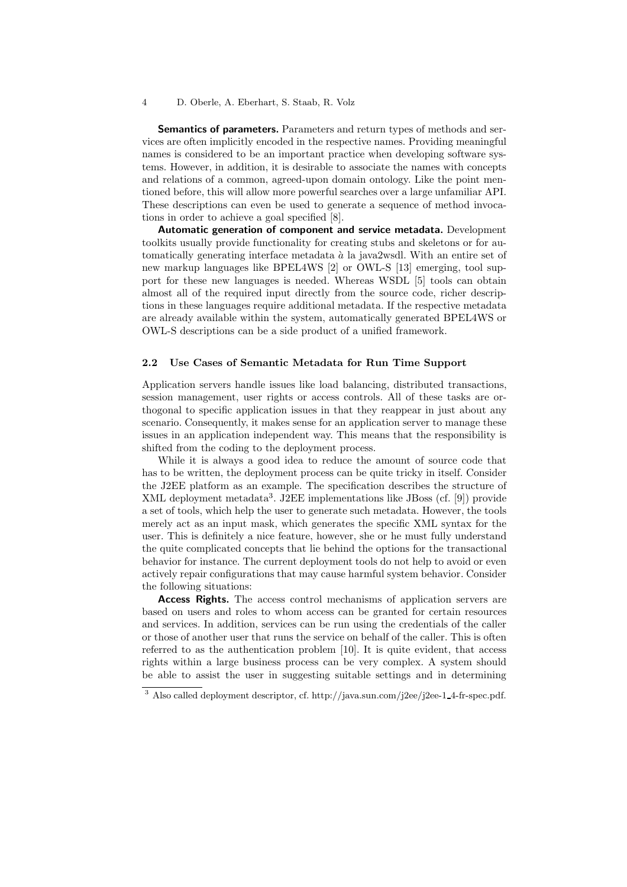**Semantics of parameters.** Parameters and return types of methods and services are often implicitly encoded in the respective names. Providing meaningful names is considered to be an important practice when developing software systems. However, in addition, it is desirable to associate the names with concepts and relations of a common, agreed-upon domain ontology. Like the point mentioned before, this will allow more powerful searches over a large unfamiliar API. These descriptions can even be used to generate a sequence of method invocations in order to achieve a goal specified [8].

**Automatic generation of component and service metadata.** Development toolkits usually provide functionality for creating stubs and skeletons or for automatically generating interface metadata *à* la java2wsdl. With an entire set of new markup languages like BPEL4WS [2] or OWL-S [13] emerging, tool support for these new languages is needed. Whereas WSDL [5] tools can obtain almost all of the required input directly from the source code, richer descriptions in these languages require additional metadata. If the respective metadata are already available within the system, automatically generated BPEL4WS or OWL-S descriptions can be a side product of a unified framework.

### 2.2 Use Cases of Semantic Metadata for Run Time Support

Application servers handle issues like load balancing, distributed transactions, session management, user rights or access controls. All of these tasks are orthogonal to specific application issues in that they reappear in just about any scenario. Consequently, it makes sense for an application server to manage these issues in an application independent way. This means that the responsibility is shifted from the coding to the deployment process.

While it is always a good idea to reduce the amount of source code that has to be written, the deployment process can be quite tricky in itself. Consider the J2EE platform as an example. The specification describes the structure of XML deployment metadata[3]. J2EE implementations like JBoss (cf. [9]) provide a set of tools, which help the user to generate such metadata. However, the tools merely act as an input mask, which generates the specific XML syntax for the user. This is definitely a nice feature, however, she or he must fully understand the quite complicated concepts that lie behind the options for the transactional behavior for instance. The current deployment tools do not help to avoid or even actively repair configurations that may cause harmful system behavior. Consider the following situations:

**Access Rights.** The access control mechanisms of application servers are based on users and roles to whom access can be granted for certain resources and services. In addition, services can be run using the credentials of the caller or those of another user that runs the service on behalf of the caller. This is often referred to as the authentication problem [10]. It is quite evident, that access rights within a large business process can be very complex. A system should be able to assist the user in suggesting suitable settings and in determining

[3] Also called deployment descriptor, cf. http://java.sun.com/j2ee/j2ee-1_4-fr-spec.pdf.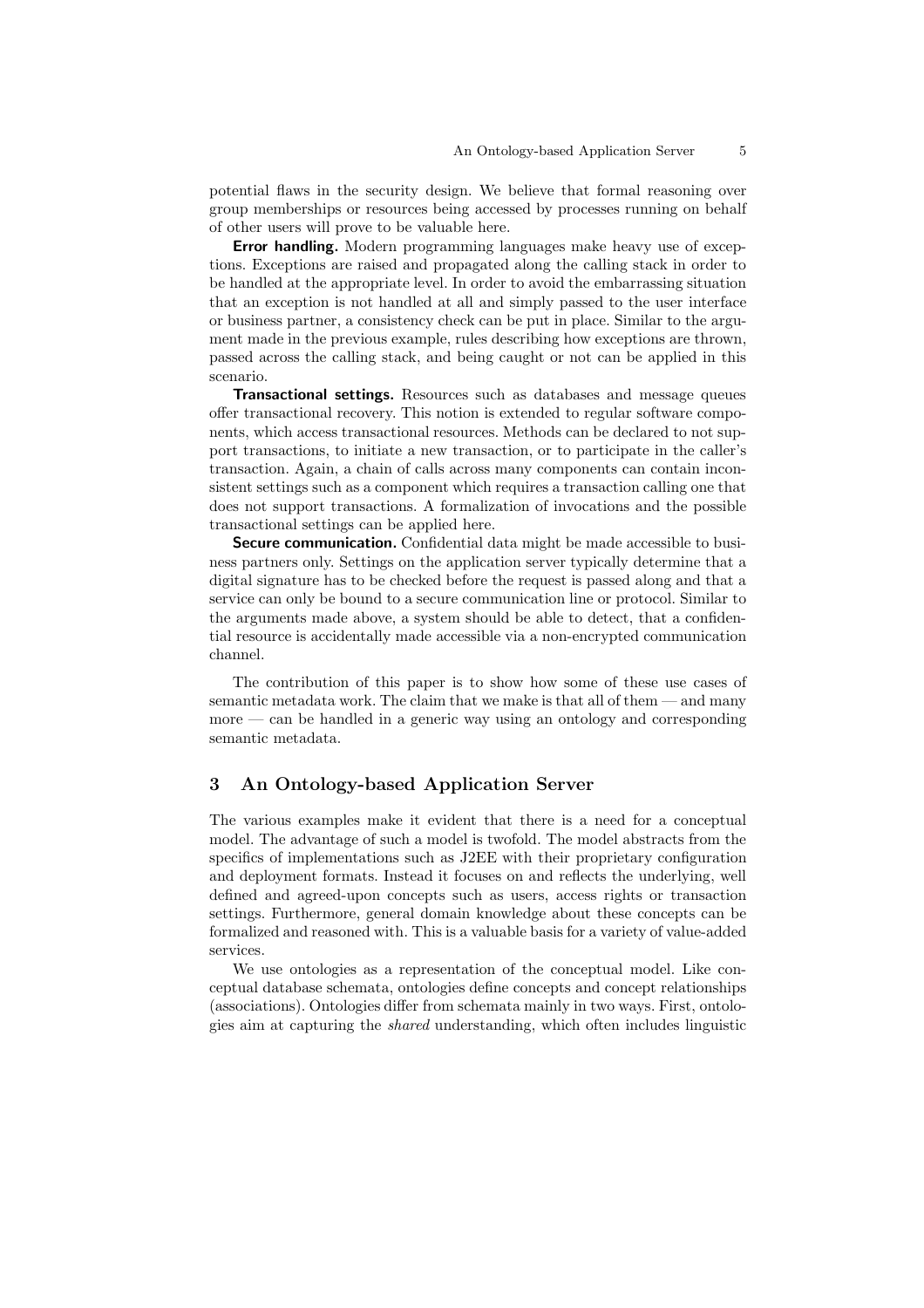potential flaws in the security design. We believe that formal reasoning over group memberships or resources being accessed by processes running on behalf of other users will prove to be valuable here.

**Error handling.** Modern programming languages make heavy use of exceptions. Exceptions are raised and propagated along the calling stack in order to be handled at the appropriate level. In order to avoid the embarrassing situation that an exception is not handled at all and simply passed to the user interface or business partner, a consistency check can be put in place. Similar to the argument made in the previous example, rules describing how exceptions are thrown, passed across the calling stack, and being caught or not can be applied in this scenario.

**Transactional settings.** Resources such as databases and message queues offer transactional recovery. This notion is extended to regular software components, which access transactional resources. Methods can be declared to not support transactions, to initiate a new transaction, or to participate in the caller's transaction. Again, a chain of calls across many components can contain inconsistent settings such as a component which requires a transaction calling one that does not support transactions. A formalization of invocations and the possible transactional settings can be applied here.

**Secure communication.** Confidential data might be made accessible to business partners only. Settings on the application server typically determine that a digital signature has to be checked before the request is passed along and that a service can only be bound to a secure communication line or protocol. Similar to the arguments made above, a system should be able to detect, that a confidential resource is accidentally made accessible via a non-encrypted communication channel.

The contribution of this paper is to show how some of these use cases of semantic metadata work. The claim that we make is that all of them — and many more — can be handled in a generic way using an ontology and corresponding semantic metadata.

## 3 An Ontology-based Application Server

The various examples make it evident that there is a need for a conceptual model. The advantage of such a model is twofold. The model abstracts from the specifics of implementations such as J2EE with their proprietary configuration and deployment formats. Instead it focuses on and reflects the underlying, well defined and agreed-upon concepts such as users, access rights or transaction settings. Furthermore, general domain knowledge about these concepts can be formalized and reasoned with. This is a valuable basis for a variety of value-added services.

We use ontologies as a representation of the conceptual model. Like conceptual database schemata, ontologies define concepts and concept relationships (associations). Ontologies differ from schemata mainly in two ways. First, ontologies aim at capturing the *shared* understanding, which often includes linguistic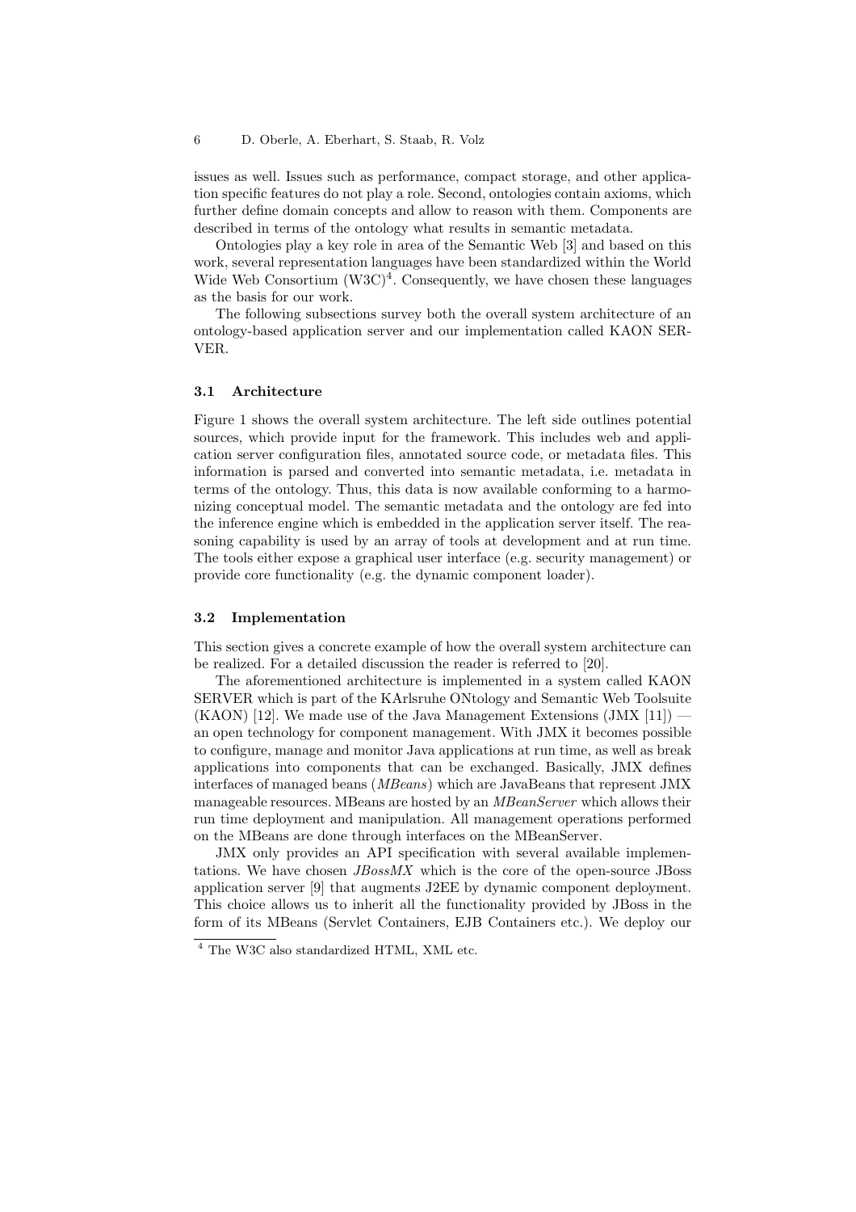issues as well. Issues such as performance, compact storage, and other application specific features do not play a role. Second, ontologies contain axioms, which further define domain concepts and allow to reason with them. Components are described in terms of the ontology what results in semantic metadata.

Ontologies play a key role in area of the Semantic Web [3] and based on this work, several representation languages have been standardized within the World Wide Web Consortium (W3C)[4]. Consequently, we have chosen these languages as the basis for our work.

The following subsections survey both the overall system architecture of an ontology-based application server and our implementation called KAON SERVER.

### 3.1 Architecture

Figure 1 shows the overall system architecture. The left side outlines potential sources, which provide input for the framework. This includes web and application server configuration files, annotated source code, or metadata files. This information is parsed and converted into semantic metadata, i.e. metadata in terms of the ontology. Thus, this data is now available conforming to a harmonizing conceptual model. The semantic metadata and the ontology are fed into the inference engine which is embedded in the application server itself. The reasoning capability is used by an array of tools at development and at run time. The tools either expose a graphical user interface (e.g. security management) or provide core functionality (e.g. the dynamic component loader).

### 3.2 Implementation

This section gives a concrete example of how the overall system architecture can be realized. For a detailed discussion the reader is referred to [20].

The aforementioned architecture is implemented in a system called KAON SERVER which is part of the KArlsruhe ONtology and Semantic Web Toolsuite (KAON) [12]. We made use of the Java Management Extensions (JMX [11]) — an open technology for component management. With JMX it becomes possible to configure, manage and monitor Java applications at run time, as well as break applications into components that can be exchanged. Basically, JMX defines interfaces of managed beans (*MBeans*) which are JavaBeans that represent JMX manageable resources. MBeans are hosted by an *MBeanServer* which allows their run time deployment and manipulation. All management operations performed on the MBeans are done through interfaces on the MBeanServer.

JMX only provides an API specification with several available implementations. We have chosen *JBossMX* which is the core of the open-source JBoss application server [9] that augments J2EE by dynamic component deployment. This choice allows us to inherit all the functionality provided by JBoss in the form of its MBeans (Servlet Containers, EJB Containers etc.). We deploy our

[4] The W3C also standardized HTML, XML etc.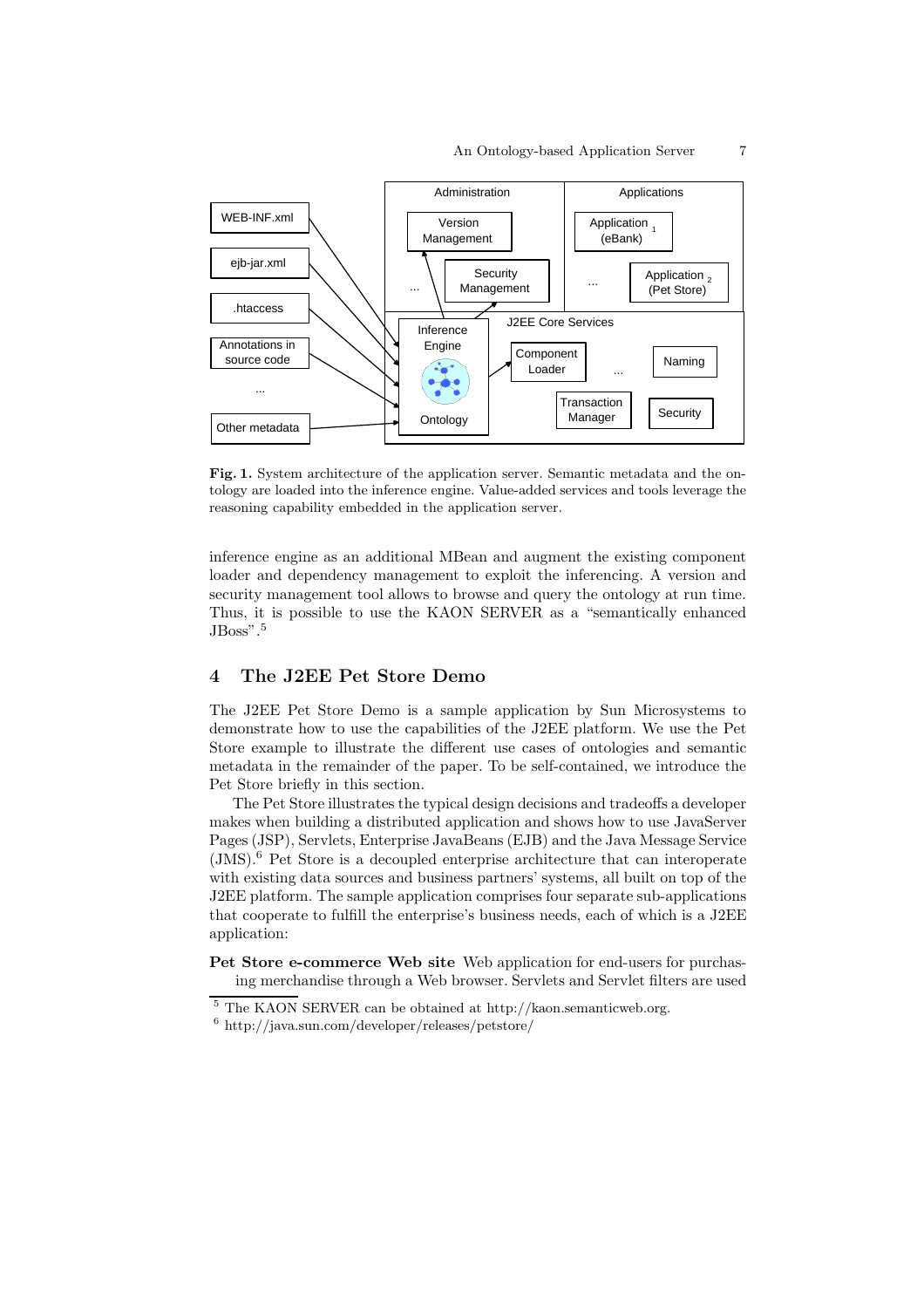**Fig. 1.** System architecture of the application server. Semantic metadata and the ontology are loaded into the inference engine. Value-added services and tools leverage the reasoning capability embedded in the application server.

inference engine as an additional MBean and augment the existing component loader and dependency management to exploit the inferencing. A version and security management tool allows to browse and query the ontology at run time. Thus, it is possible to use the KAON SERVER as a "semantically enhanced JBoss".[5]

## 4 The J2EE Pet Store Demo

The J2EE Pet Store Demo is a sample application by Sun Microsystems to demonstrate how to use the capabilities of the J2EE platform. We use the Pet Store example to illustrate the different use cases of ontologies and semantic metadata in the remainder of the paper. To be self-contained, we introduce the Pet Store briefly in this section.

The Pet Store illustrates the typical design decisions and tradeoffs a developer makes when building a distributed application and shows how to use JavaServer Pages (JSP), Servlets, Enterprise JavaBeans (EJB) and the Java Message Service (JMS).[6] Pet Store is a decoupled enterprise architecture that can interoperate with existing data sources and business partners' systems, all built on top of the J2EE platform. The sample application comprises four separate sub-applications that cooperate to fulfill the enterprise's business needs, each of which is a J2EE application:

**Pet Store e-commerce Web site** Web application for end-users for purchasing merchandise through a Web browser. Servlets and Servlet filters are used

[5] The KAON SERVER can be obtained at http://kaon.semanticweb.org.

[6] http://java.sun.com/developer/releases/petstore/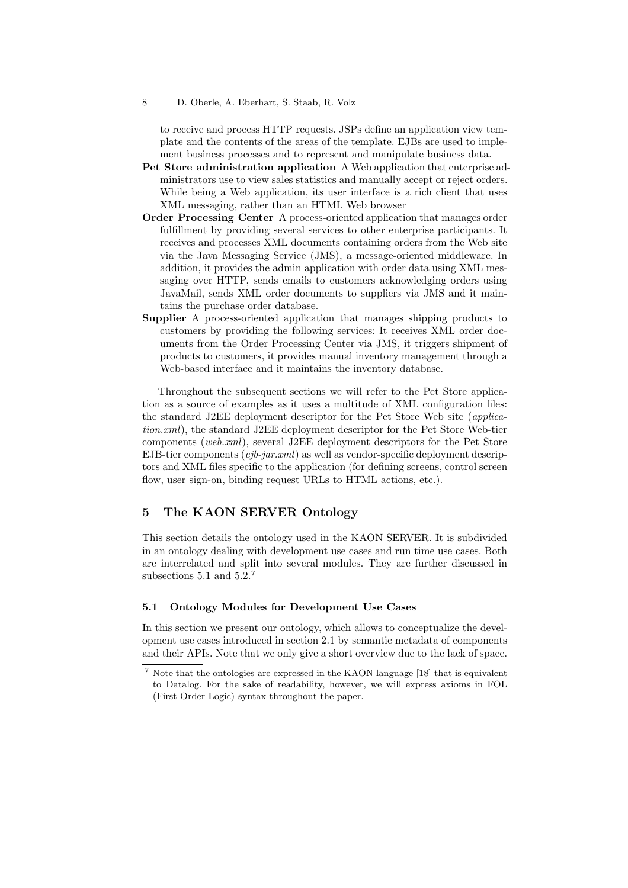to receive and process HTTP requests. JSPs define an application view template and the contents of the areas of the template. EJBs are used to implement business processes and to represent and manipulate business data.

**Pet Store administration application** A Web application that enterprise administrators use to view sales statistics and manually accept or reject orders. While being a Web application, its user interface is a rich client that uses XML messaging, rather than an HTML Web browser

**Order Processing Center** A process-oriented application that manages order fulfillment by providing several services to other enterprise participants. It receives and processes XML documents containing orders from the Web site via the Java Messaging Service (JMS), a message-oriented middleware. In addition, it provides the admin application with order data using XML messaging over HTTP, sends emails to customers acknowledging orders using JavaMail, sends XML order documents to suppliers via JMS and it maintains the purchase order database.

**Supplier** A process-oriented application that manages shipping products to customers by providing the following services: It receives XML order documents from the Order Processing Center via JMS, it triggers shipment of products to customers, it provides manual inventory management through a Web-based interface and it maintains the inventory database.

Throughout the subsequent sections we will refer to the Pet Store application as a source of examples as it uses a multitude of XML configuration files: the standard J2EE deployment descriptor for the Pet Store Web site (*application.xml*), the standard J2EE deployment descriptor for the Pet Store Web-tier components (*web.xml*), several J2EE deployment descriptors for the Pet Store EJB-tier components (*ejb-jar.xml*) as well as vendor-specific deployment descriptors and XML files specific to the application (for defining screens, control screen flow, user sign-on, binding request URLs to HTML actions, etc.).

## 5 The KAON SERVER Ontology

This section details the ontology used in the KAON SERVER. It is subdivided in an ontology dealing with development use cases and run time use cases. Both are interrelated and split into several modules. They are further discussed in subsections 5.1 and 5.2.[7]

### 5.1 Ontology Modules for Development Use Cases

In this section we present our ontology, which allows to conceptualize the development use cases introduced in section 2.1 by semantic metadata of components and their APIs. Note that we only give a short overview due to the lack of space.

[7] Note that the ontologies are expressed in the KAON language [18] that is equivalent to Datalog. For the sake of readability, however, we will express axioms in FOL (First Order Logic) syntax throughout the paper.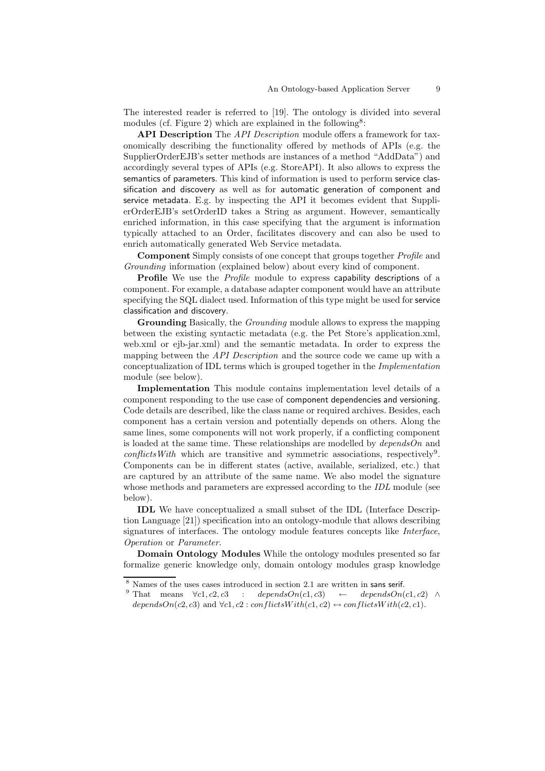The interested reader is referred to [19]. The ontology is divided into several modules (cf. Figure 2) which are explained in the following[8]:

**API Description** The *API Description* module offers a framework for taxonomically describing the functionality offered by methods of APIs (e.g. the SupplierOrderEJB's setter methods are instances of a method "AddData") and accordingly several types of APIs (e.g. StoreAPI). It also allows to express the semantics of parameters. This kind of information is used to perform service classification and discovery as well as for automatic generation of component and service metadata. E.g. by inspecting the API it becomes evident that SupplierOrderEJB's setOrderID takes a String as argument. However, semantically enriched information, in this case specifying that the argument is information typically attached to an Order, facilitates discovery and can also be used to enrich automatically generated Web Service metadata.

**Component** Simply consists of one concept that groups together *Profile* and *Grounding* information (explained below) about every kind of component.

**Profile** We use the *Profile* module to express capability descriptions of a component. For example, a database adapter component would have an attribute specifying the SQL dialect used. Information of this type might be used for service classification and discovery.

**Grounding** Basically, the *Grounding* module allows to express the mapping between the existing syntactic metadata (e.g. the Pet Store's application.xml, web.xml or ejb-jar.xml) and the semantic metadata. In order to express the mapping between the *API Description* and the source code we came up with a conceptualization of IDL terms which is grouped together in the *Implementation* module (see below).

**Implementation** This module contains implementation level details of a component responding to the use case of component dependencies and versioning. Code details are described, like the class name or required archives. Besides, each component has a certain version and potentially depends on others. Along the same lines, some components will not work properly, if a conflicting component is loaded at the same time. These relationships are modelled by *dependsOn* and *conflictsWith* which are transitive and symmetric associations, respectively[9]. Components can be in different states (active, available, serialized, etc.) that are captured by an attribute of the same name. We also model the signature whose methods and parameters are expressed according to the *IDL* module (see below).

**IDL** We have conceptualized a small subset of the IDL (Interface Description Language [21]) specification into an ontology-module that allows describing signatures of interfaces. The ontology module features concepts like *Interface*, *Operation* or *Parameter*.

**Domain Ontology Modules** While the ontology modules presented so far formalize generic knowledge only, domain ontology modules grasp knowledge

---

[8] Names of the uses cases introduced in section 2.1 are written in sans serif.

[9] That means $\forall c1, c2, c3 : dependsOn(c1, c3) \leftarrow dependsOn(c1, c2) \wedge dependsOn(c2, c3)$ and $\forall c1, c2 : conflictsWith(c1, c2) \leftrightarrow conflictsWith(c2, c1)$.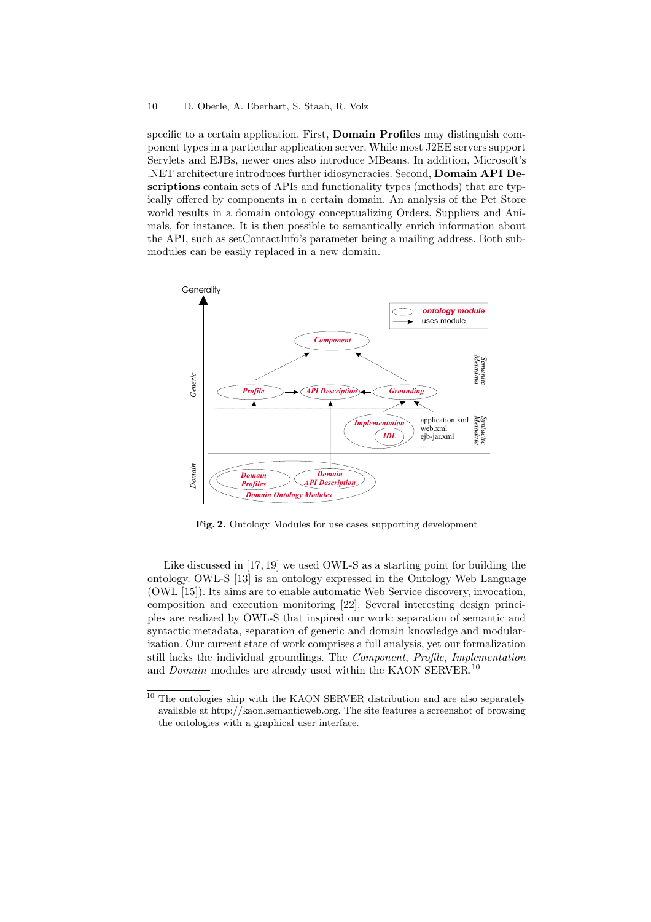specific to a certain application. First, **Domain Profiles** may distinguish component types in a particular application server. While most J2EE servers support Servlets and EJBs, newer ones also introduce MBeans. In addition, Microsoft's .NET architecture introduces further idiosyncracies. Second, **Domain API Descriptions** contain sets of APIs and functionality types (methods) that are typically offered by components in a certain domain. An analysis of the Pet Store world results in a domain ontology conceptualizing Orders, Suppliers and Animals, for instance. It is then possible to semantically enrich information about the API, such as setContactInfo's parameter being a mailing address. Both submodules can be easily replaced in a new domain.

**Fig. 2.** Ontology Modules for use cases supporting development

Like discussed in [17, 19] we used OWL-S as a starting point for building the ontology. OWL-S [13] is an ontology expressed in the Ontology Web Language (OWL [15]). Its aims are to enable automatic Web Service discovery, invocation, composition and execution monitoring [22]. Several interesting design principles are realized by OWL-S that inspired our work: separation of semantic and syntactic metadata, separation of generic and domain knowledge and modularization. Our current state of work comprises a full analysis, yet our formalization still lacks the individual groundings. The *Component*, *Profile*, *Implementation* and *Domain* modules are already used within the KAON SERVER.[10]

[10] The ontologies ship with the KAON SERVER distribution and are also separately available at http://kaon.semanticweb.org. The site features a screenshot of browsing the ontologies with a graphical user interface.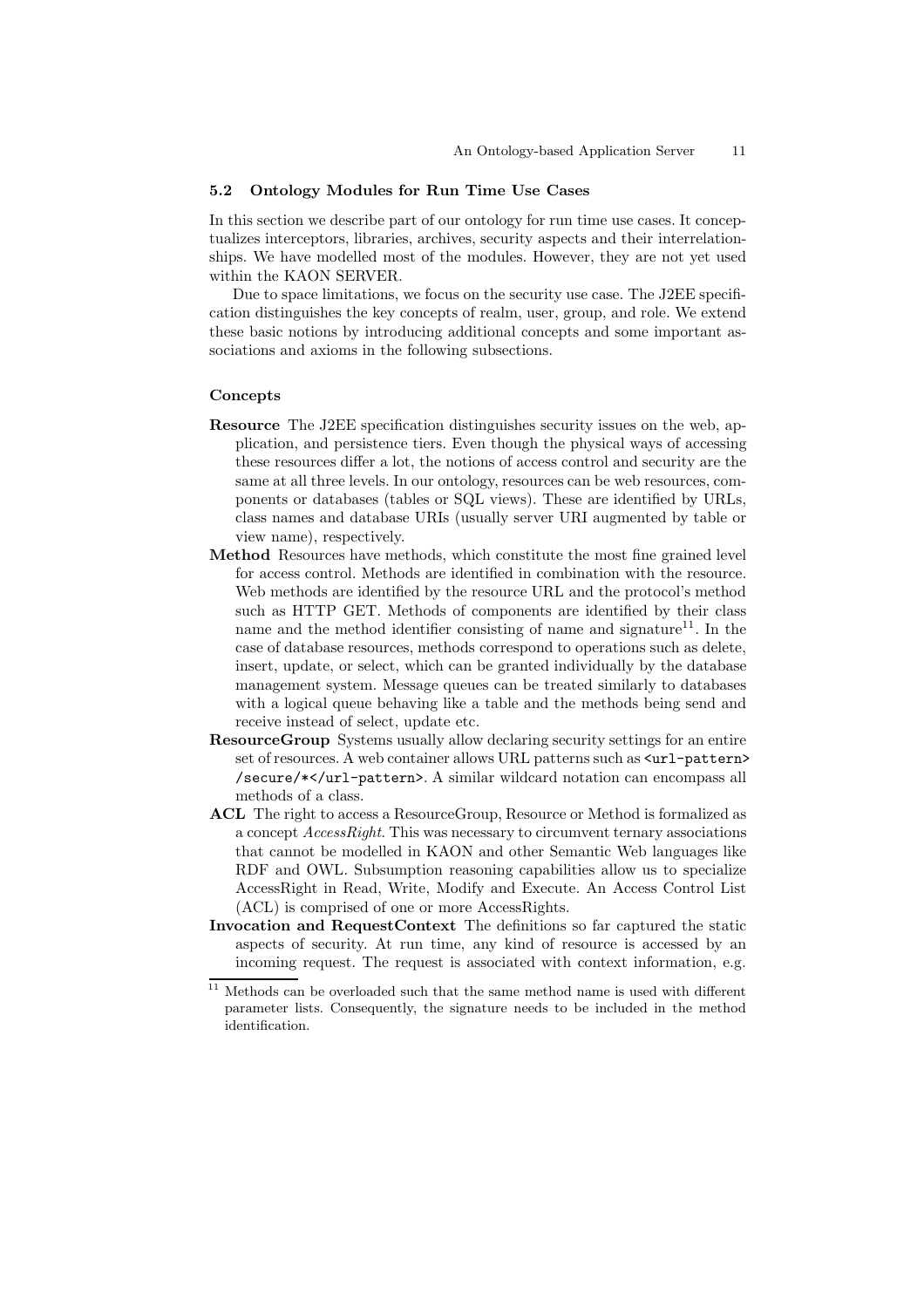### 5.2 Ontology Modules for Run Time Use Cases

In this section we describe part of our ontology for run time use cases. It conceptualizes interceptors, libraries, archives, security aspects and their interrelationships. We have modelled most of the modules. However, they are not yet used within the KAON SERVER.

Due to space limitations, we focus on the security use case. The J2EE specification distinguishes the key concepts of realm, user, group, and role. We extend these basic notions by introducing additional concepts and some important associations and axioms in the following subsections.

#### Concepts

**Resource** The J2EE specification distinguishes security issues on the web, application, and persistence tiers. Even though the physical ways of accessing these resources differ a lot, the notions of access control and security are the same at all three levels. In our ontology, resources can be web resources, components or databases (tables or SQL views). These are identified by URLs, class names and database URIs (usually server URI augmented by table or view name), respectively.

**Method** Resources have methods, which constitute the most fine grained level for access control. Methods are identified in combination with the resource. Web methods are identified by the resource URL and the protocol's method such as HTTP GET. Methods of components are identified by their class name and the method identifier consisting of name and signature[11]. In the case of database resources, methods correspond to operations such as delete, insert, update, or select, which can be granted individually by the database management system. Message queues can be treated similarly to databases with a logical queue behaving like a table and the methods being send and receive instead of select, update etc.

**ResourceGroup** Systems usually allow declaring security settings for an entire set of resources. A web container allows URL patterns such as `<url-pattern> /secure/*</url-pattern>`. A similar wildcard notation can encompass all methods of a class.

**ACL** The right to access a ResourceGroup, Resource or Method is formalized as a concept *AccessRight*. This was necessary to circumvent ternary associations that cannot be modelled in KAON and other Semantic Web languages like RDF and OWL. Subsumption reasoning capabilities allow us to specialize AccessRight in Read, Write, Modify and Execute. An Access Control List (ACL) is comprised of one or more AccessRights.

**Invocation and RequestContext** The definitions so far captured the static aspects of security. At run time, any kind of resource is accessed by an incoming request. The request is associated with context information, e.g.

[11] Methods can be overloaded such that the same method name is used with different parameter lists. Consequently, the signature needs to be included in the method identification.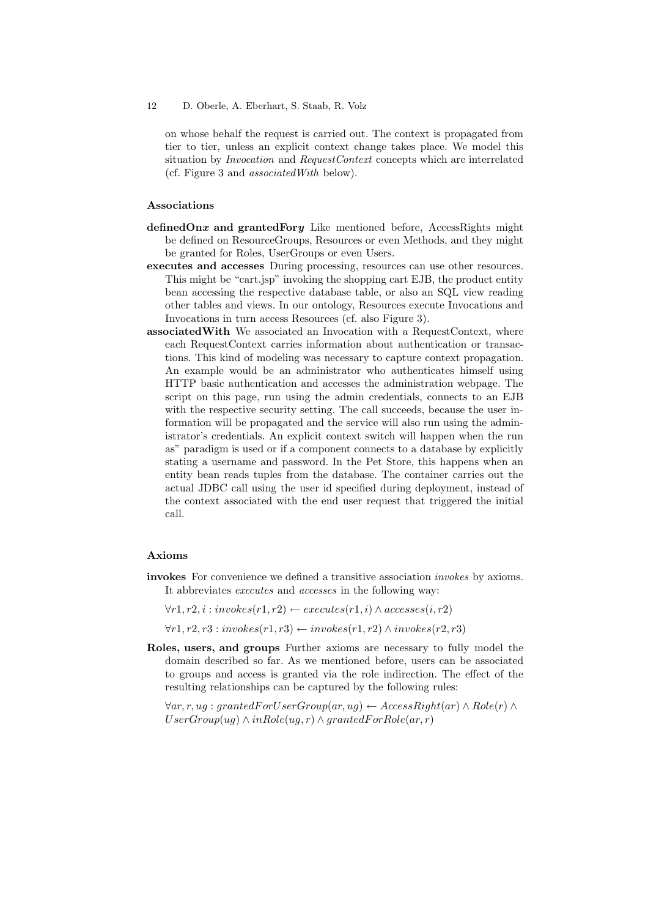on whose behalf the request is carried out. The context is propagated from tier to tier, unless an explicit context change takes place. We model this situation by *Invocation* and *RequestContext* concepts which are interrelated (cf. Figure 3 and *associatedWith* below).

### Associations

**definedOn*x* and grantedFor*y*** Like mentioned before, AccessRights might be defined on ResourceGroups, Resources or even Methods, and they might be granted for Roles, UserGroups or even Users.

**executes and accesses** During processing, resources can use other resources. This might be "cart.jsp" invoking the shopping cart EJB, the product entity bean accessing the respective database table, or also an SQL view reading other tables and views. In our ontology, Resources execute Invocations and Invocations in turn access Resources (cf. also Figure 3).

**associatedWith** We associated an Invocation with a RequestContext, where each RequestContext carries information about authentication or transactions. This kind of modeling was necessary to capture context propagation. An example would be an administrator who authenticates himself using HTTP basic authentication and accesses the administration webpage. The script on this page, run using the admin credentials, connects to an EJB with the respective security setting. The call succeeds, because the user information will be propagated and the service will also run using the administrator's credentials. An explicit context switch will happen when the run as" paradigm is used or if a component connects to a database by explicitly stating a username and password. In the Pet Store, this happens when an entity bean reads tuples from the database. The container carries out the actual JDBC call using the user id specified during deployment, instead of the context associated with the end user request that triggered the initial call.

### Axioms

**invokes** For convenience we defined a transitive association *invokes* by axioms. It abbreviates *executes* and *accesses* in the following way:

$\forall r1, r2, i : invokes(r1, r2) \leftarrow executes(r1, i) \wedge accesses(i, r2)$

$\forall r1, r2, r3 : invokes(r1, r3) \leftarrow invokes(r1, r2) \wedge invokes(r2, r3)$

**Roles, users, and groups** Further axioms are necessary to fully model the domain described so far. As we mentioned before, users can be associated to groups and access is granted via the role indirection. The effect of the resulting relationships can be captured by the following rules:

$\forall ar, r, ug : grantedForUserGroup(ar, ug) \leftarrow AccessRight(ar) \wedge Role(r) \wedge UserGroup(ug) \wedge inRole(ug, r) \wedge grantedForRole(ar, r)$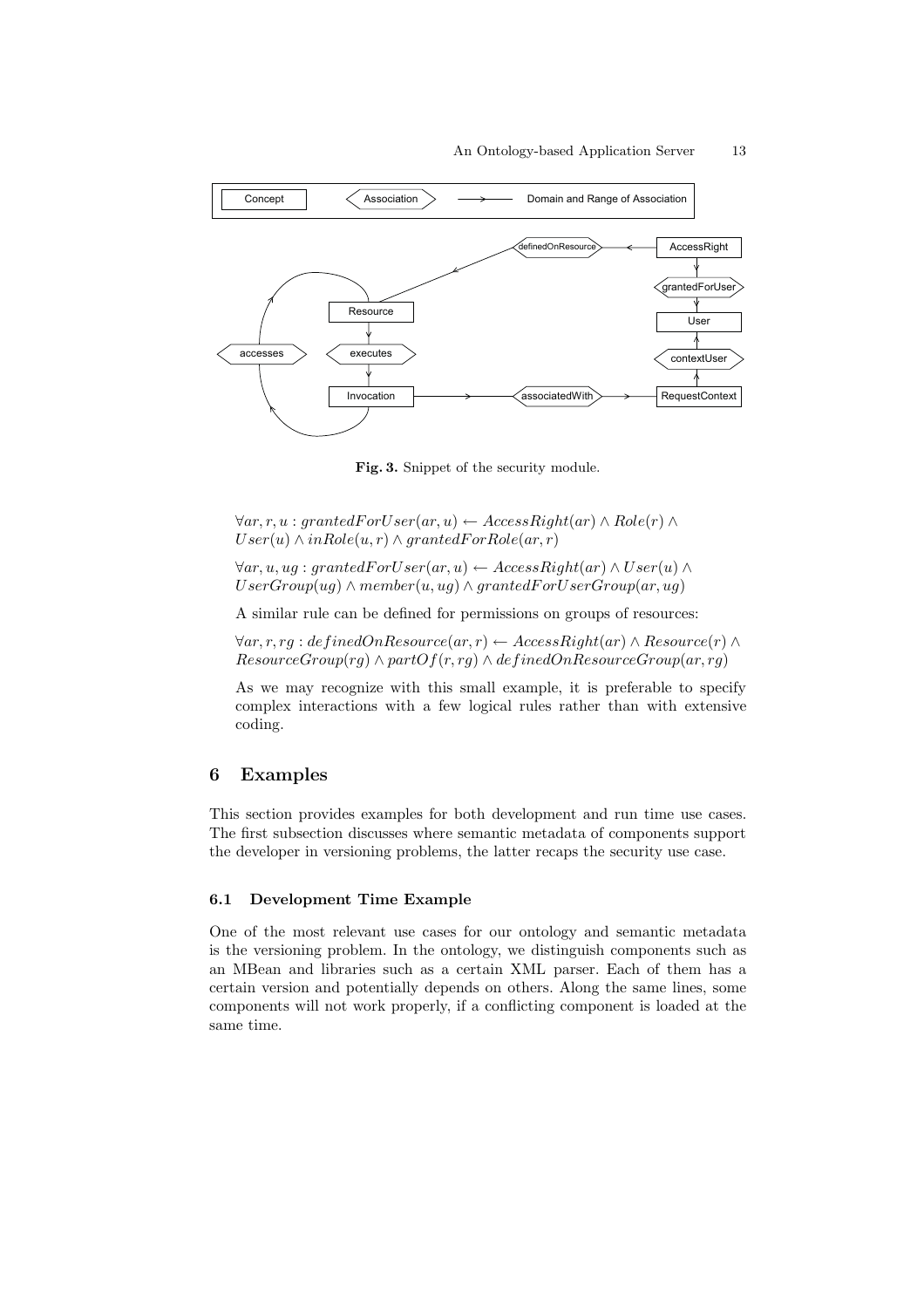Fig. 3. Snippet of the security module.

$\forall ar, r, u : grantedForUser(ar, u) \leftarrow AccessRight(ar) \wedge Role(r) \wedge User(u) \wedge inRole(u, r) \wedge grantedForRole(ar, r)$

$\forall ar, u, ug : grantedForUser(ar, u) \leftarrow AccessRight(ar) \wedge User(u) \wedge UserGroup(ug) \wedge member(u, ug) \wedge grantedForUserGroup(ar, ug)$

A similar rule can be defined for permissions on groups of resources:

$\forall ar, r, rg : definedOnResource(ar, r) \leftarrow AccessRight(ar) \wedge Resource(r) \wedge ResourceGroup(rg) \wedge partOf(r, rg) \wedge definedOnResourceGroup(ar, rg)$

As we may recognize with this small example, it is preferable to specify complex interactions with a few logical rules rather than with extensive coding.

## 6 Examples

This section provides examples for both development and run time use cases. The first subsection discusses where semantic metadata of components support the developer in versioning problems, the latter recaps the security use case.

### 6.1 Development Time Example

One of the most relevant use cases for our ontology and semantic metadata is the versioning problem. In the ontology, we distinguish components such as an MBean and libraries such as a certain XML parser. Each of them has a certain version and potentially depends on others. Along the same lines, some components will not work properly, if a conflicting component is loaded at the same time.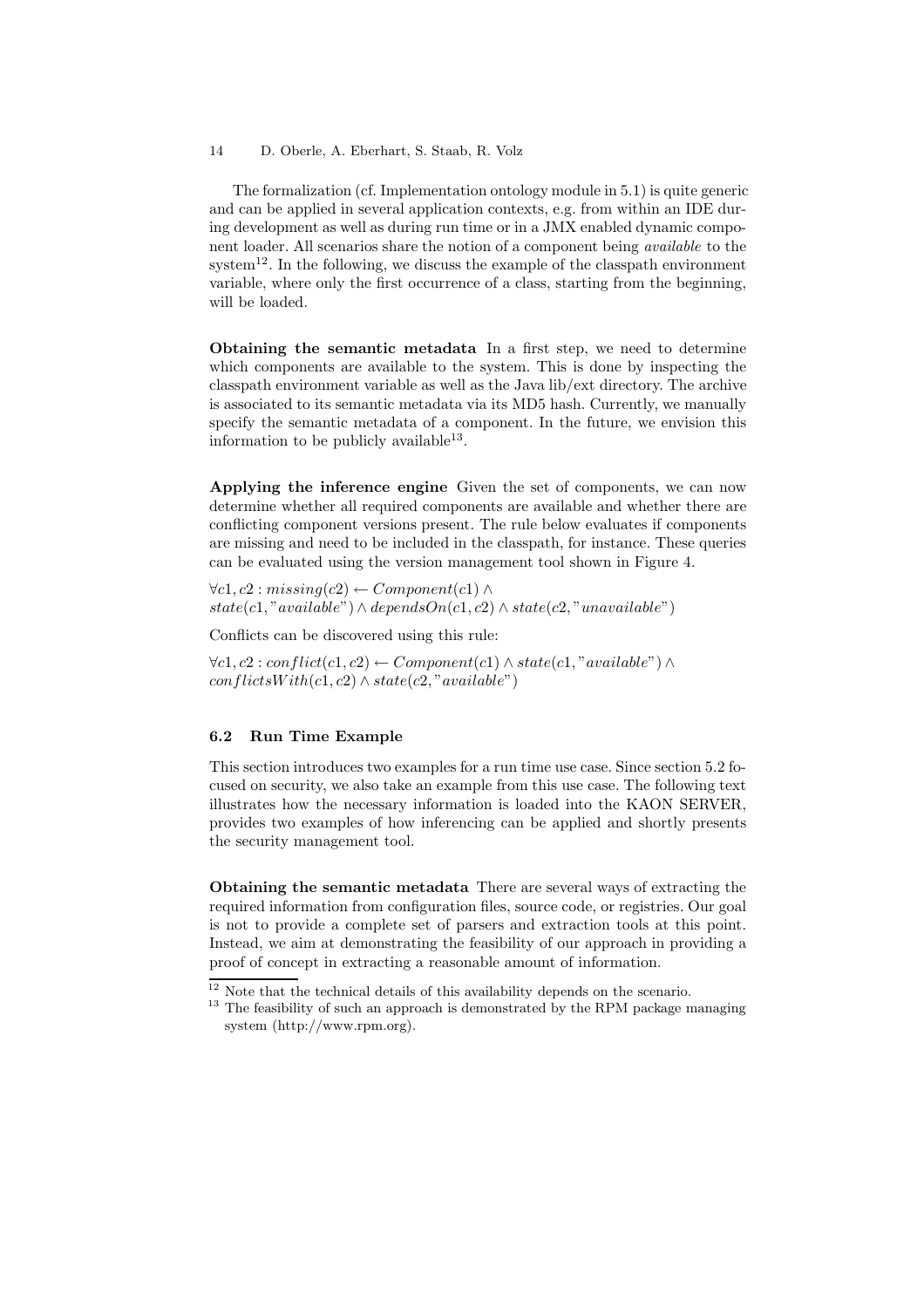The formalization (cf. Implementation ontology module in 5.1) is quite generic and can be applied in several application contexts, e.g. from within an IDE during development as well as during run time or in a JMX enabled dynamic component loader. All scenarios share the notion of a component being *available* to the system[12]. In the following, we discuss the example of the classpath environment variable, where only the first occurrence of a class, starting from the beginning, will be loaded.

**Obtaining the semantic metadata** In a first step, we need to determine which components are available to the system. This is done by inspecting the classpath environment variable as well as the Java lib/ext directory. The archive is associated to its semantic metadata via its MD5 hash. Currently, we manually specify the semantic metadata of a component. In the future, we envision this information to be publicly available[13].

**Applying the inference engine** Given the set of components, we can now determine whether all required components are available and whether there are conflicting component versions present. The rule below evaluates if components are missing and need to be included in the classpath, for instance. These queries can be evaluated using the version management tool shown in Figure 4.

$\forall c1, c2 : missing(c2) \leftarrow Component(c1) \wedge$
$state(c1, "available") \wedge dependsOn(c1, c2) \wedge state(c2, "unavailable")$

Conflicts can be discovered using this rule:

$\forall c1, c2 : conflict(c1, c2) \leftarrow Component(c1) \wedge state(c1, "available") \wedge$
$conflictsWith(c1, c2) \wedge state(c2, "available")$

### 6.2 Run Time Example

This section introduces two examples for a run time use case. Since section 5.2 focused on security, we also take an example from this use case. The following text illustrates how the necessary information is loaded into the KAON SERVER, provides two examples of how inferencing can be applied and shortly presents the security management tool.

**Obtaining the semantic metadata** There are several ways of extracting the required information from configuration files, source code, or registries. Our goal is not to provide a complete set of parsers and extraction tools at this point. Instead, we aim at demonstrating the feasibility of our approach in providing a proof of concept in extracting a reasonable amount of information.

[12] Note that the technical details of this availability depends on the scenario.

[13] The feasibility of such an approach is demonstrated by the RPM package managing system (http://www.rpm.org).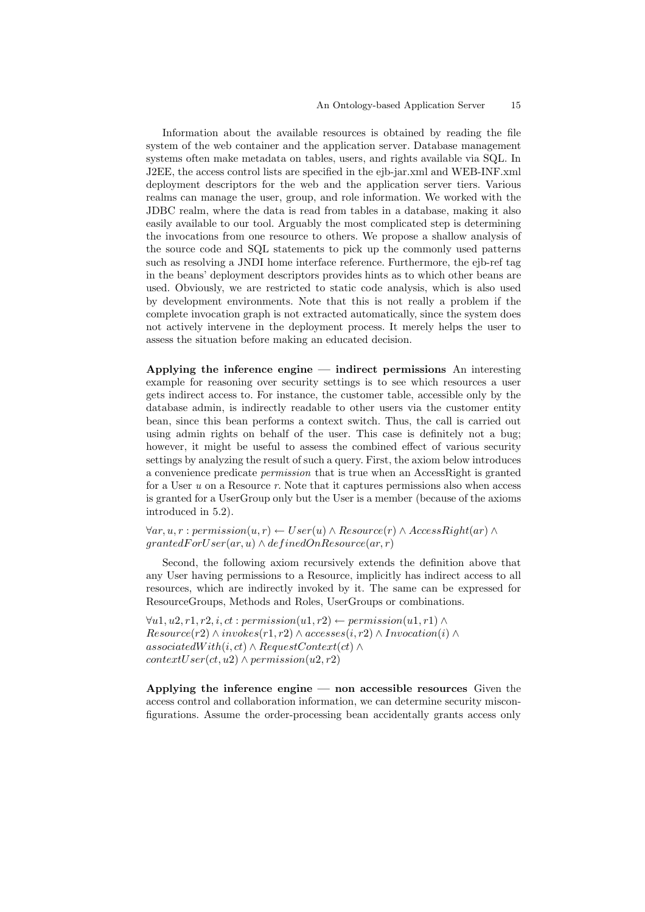Information about the available resources is obtained by reading the file system of the web container and the application server. Database management systems often make metadata on tables, users, and rights available via SQL. In J2EE, the access control lists are specified in the ejb-jar.xml and WEB-INF.xml deployment descriptors for the web and the application server tiers. Various realms can manage the user, group, and role information. We worked with the JDBC realm, where the data is read from tables in a database, making it also easily available to our tool. Arguably the most complicated step is determining the invocations from one resource to others. We propose a shallow analysis of the source code and SQL statements to pick up the commonly used patterns such as resolving a JNDI home interface reference. Furthermore, the ejb-ref tag in the beans' deployment descriptors provides hints as to which other beans are used. Obviously, we are restricted to static code analysis, which is also used by development environments. Note that this is not really a problem if the complete invocation graph is not extracted automatically, since the system does not actively intervene in the deployment process. It merely helps the user to assess the situation before making an educated decision.

**Applying the inference engine — indirect permissions** An interesting example for reasoning over security settings is to see which resources a user gets indirect access to. For instance, the customer table, accessible only by the database admin, is indirectly readable to other users via the customer entity bean, since this bean performs a context switch. Thus, the call is carried out using admin rights on behalf of the user. This case is definitely not a bug; however, it might be useful to assess the combined effect of various security settings by analyzing the result of such a query. First, the axiom below introduces a convenience predicate *permission* that is true when an AccessRight is granted for a User $u$ on a Resource $r$. Note that it captures permissions also when access is granted for a UserGroup only but the User is a member (because of the axioms introduced in 5.2).

$$\forall ar, u, r : permission(u, r) \leftarrow User(u) \wedge Resource(r) \wedge AccessRight(ar) \wedge grantedForUser(ar, u) \wedge definedOnResource(ar, r)$$

Second, the following axiom recursively extends the definition above that any User having permissions to a Resource, implicitly has indirect access to all resources, which are indirectly invoked by it. The same can be expressed for ResourceGroups, Methods and Roles, UserGroups or combinations.

$$\forall u1, u2, r1, r2, i, ct : permission(u1, r2) \leftarrow permission(u1, r1) \wedge Resource(r2) \wedge invokes(r1, r2) \wedge accesses(i, r2) \wedge Invocation(i) \wedge associatedWith(i, ct) \wedge RequestContext(ct) \wedge contextUser(ct, u2) \wedge permission(u2, r2)$$

**Applying the inference engine — non accessible resources** Given the access control and collaboration information, we can determine security misconfigurations. Assume the order-processing bean accidentally grants access only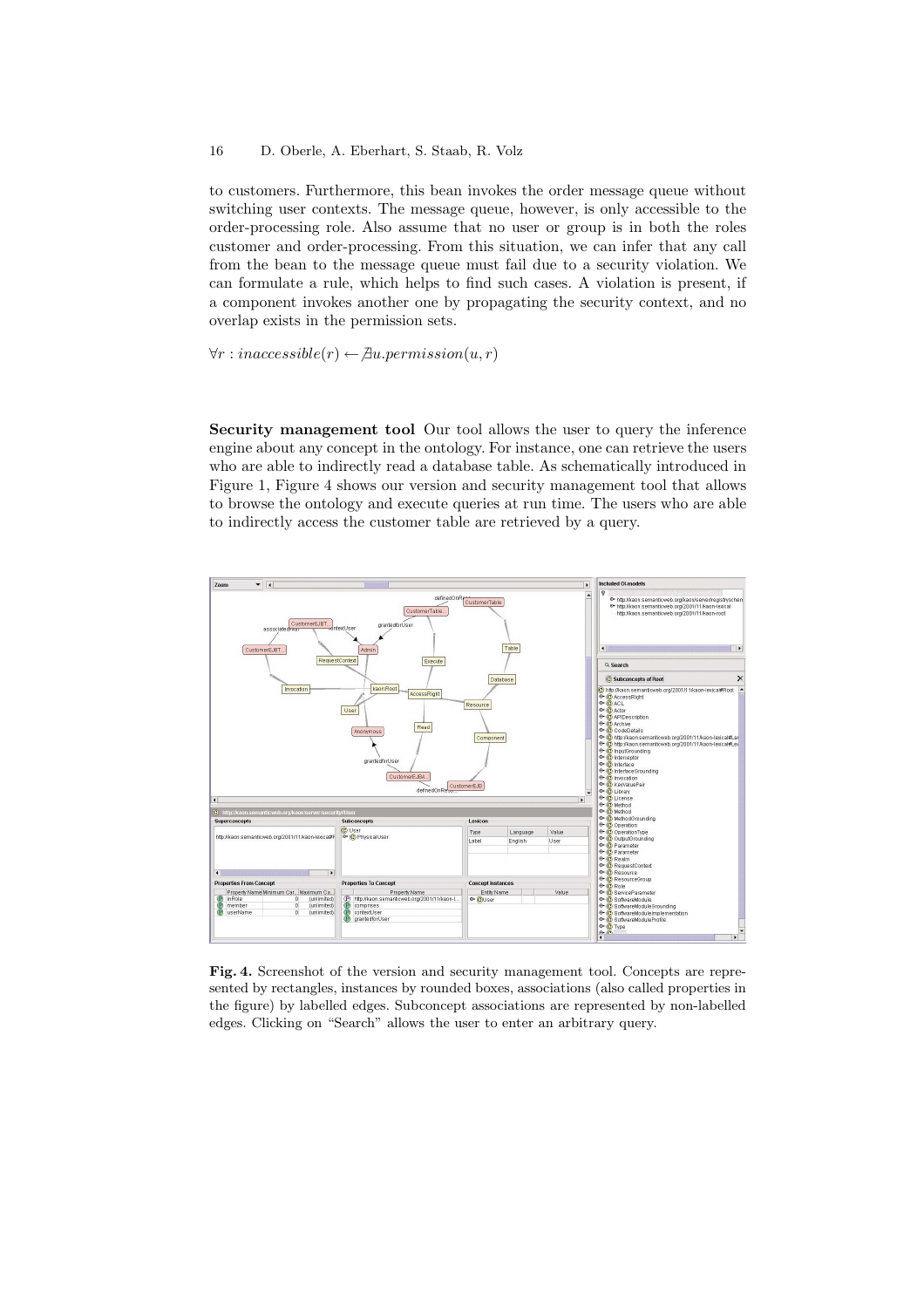to customers. Furthermore, this bean invokes the order message queue without switching user contexts. The message queue, however, is only accessible to the order-processing role. Also assume that no user or group is in both the roles customer and order-processing. From this situation, we can infer that any call from the bean to the message queue must fail due to a security violation. We can formulate a rule, which helps to find such cases. A violation is present, if a component invokes another one by propagating the security context, and no overlap exists in the permission sets.

$\forall r : inaccessible(r) \leftarrow \nexists u.permission(u, r)$

**Security management tool** Our tool allows the user to query the inference engine about any concept in the ontology. For instance, one can retrieve the users who are able to indirectly read a database table. As schematically introduced in Figure 1, Figure 4 shows our version and security management tool that allows to browse the ontology and execute queries at run time. The users who are able to indirectly access the customer table are retrieved by a query.

**Fig. 4.** Screenshot of the version and security management tool. Concepts are represented by rectangles, instances by rounded boxes, associations (also called properties in the figure) by labelled edges. Subconcept associations are represented by non-labelled edges. Clicking on "Search" allows the user to enter an arbitrary query.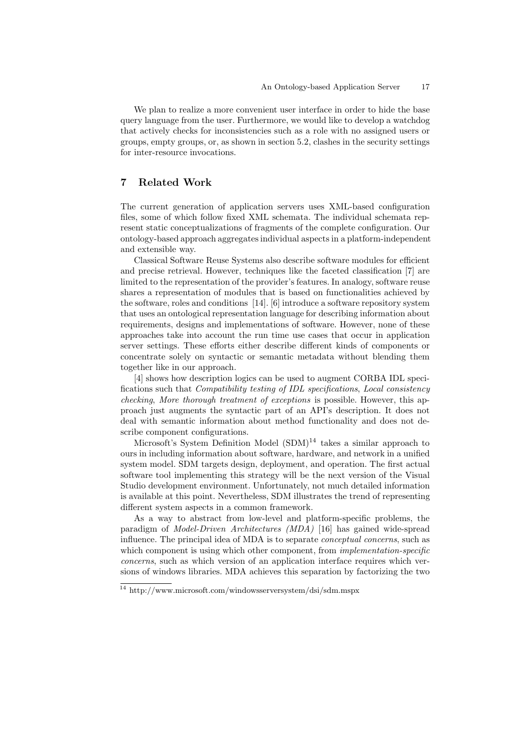We plan to realize a more convenient user interface in order to hide the base query language from the user. Furthermore, we would like to develop a watchdog that actively checks for inconsistencies such as a role with no assigned users or groups, empty groups, or, as shown in section 5.2, clashes in the security settings for inter-resource invocations.

## 7 Related Work

The current generation of application servers uses XML-based configuration files, some of which follow fixed XML schemata. The individual schemata represent static conceptualizations of fragments of the complete configuration. Our ontology-based approach aggregates individual aspects in a platform-independent and extensible way.

Classical Software Reuse Systems also describe software modules for efficient and precise retrieval. However, techniques like the faceted classification [7] are limited to the representation of the provider's features. In analogy, software reuse shares a representation of modules that is based on functionalities achieved by the software, roles and conditions [14]. [6] introduce a software repository system that uses an ontological representation language for describing information about requirements, designs and implementations of software. However, none of these approaches take into account the run time use cases that occur in application server settings. These efforts either describe different kinds of components or concentrate solely on syntactic or semantic metadata without blending them together like in our approach.

[4] shows how description logics can be used to augment CORBA IDL specifications such that *Compatibility testing of IDL specifications*, *Local consistency checking*, *More thorough treatment of exceptions* is possible. However, this approach just augments the syntactic part of an API's description. It does not deal with semantic information about method functionality and does not describe component configurations.

Microsoft's System Definition Model (SDM)[14] takes a similar approach to ours in including information about software, hardware, and network in a unified system model. SDM targets design, deployment, and operation. The first actual software tool implementing this strategy will be the next version of the Visual Studio development environment. Unfortunately, not much detailed information is available at this point. Nevertheless, SDM illustrates the trend of representing different system aspects in a common framework.

As a way to abstract from low-level and platform-specific problems, the paradigm of *Model-Driven Architectures (MDA)* [16] has gained wide-spread influence. The principal idea of MDA is to separate *conceptual concerns*, such as which component is using which other component, from *implementation-specific concerns*, such as which version of an application interface requires which versions of windows libraries. MDA achieves this separation by factorizing the two

[14] http://www.microsoft.com/windowsserversystem/dsi/sdm.mspx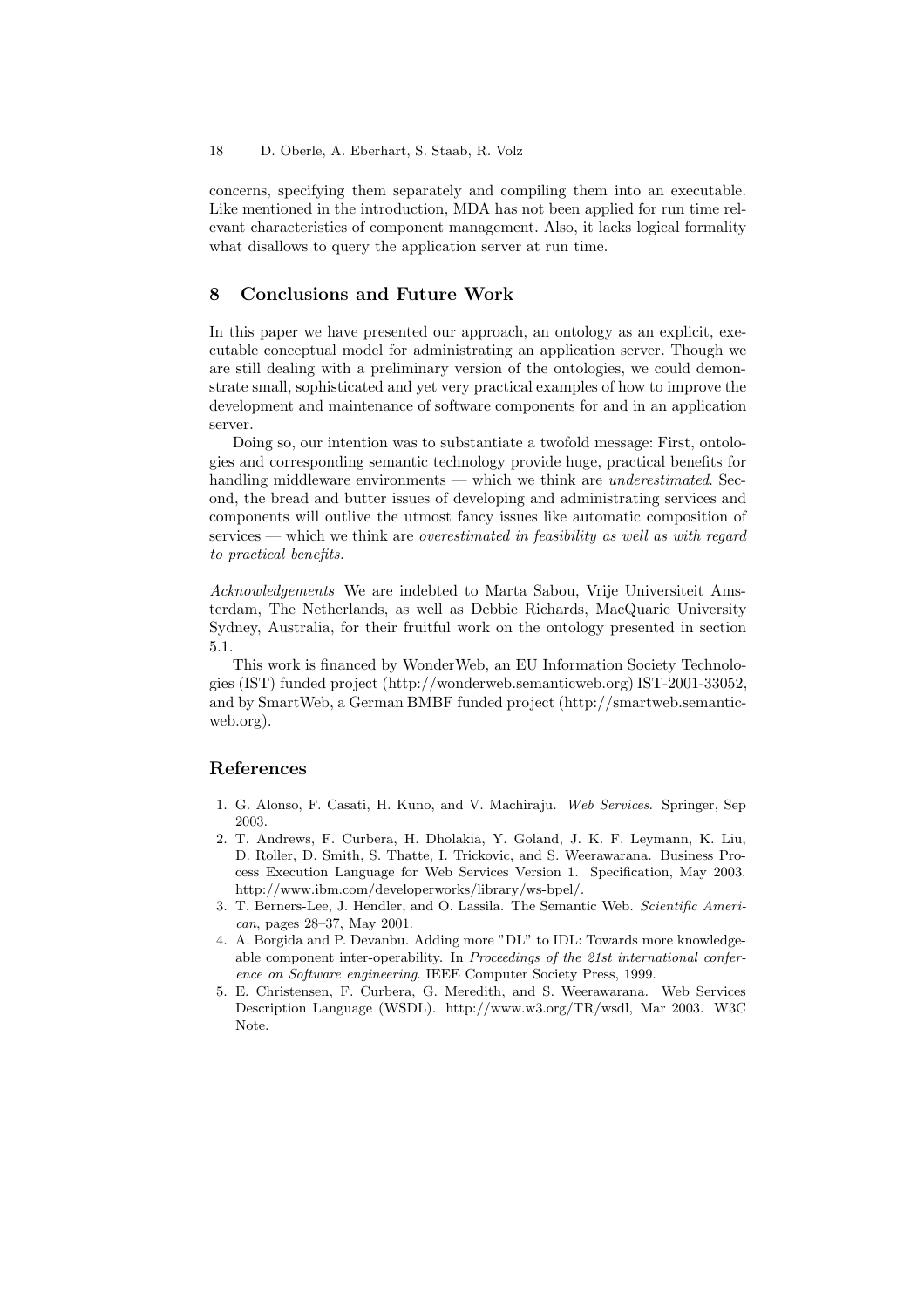concerns, specifying them separately and compiling them into an executable. Like mentioned in the introduction, MDA has not been applied for run time relevant characteristics of component management. Also, it lacks logical formality what disallows to query the application server at run time.

## 8 Conclusions and Future Work

In this paper we have presented our approach, an ontology as an explicit, executable conceptual model for administrating an application server. Though we are still dealing with a preliminary version of the ontologies, we could demonstrate small, sophisticated and yet very practical examples of how to improve the development and maintenance of software components for and in an application server.

Doing so, our intention was to substantiate a twofold message: First, ontologies and corresponding semantic technology provide huge, practical benefits for handling middleware environments — which we think are *underestimated*. Second, the bread and butter issues of developing and administrating services and components will outlive the utmost fancy issues like automatic composition of services — which we think are *overestimated in feasibility as well as with regard to practical benefits.*

*Acknowledgements* We are indebted to Marta Sabou, Vrije Universiteit Amsterdam, The Netherlands, as well as Debbie Richards, MacQuarie University Sydney, Australia, for their fruitful work on the ontology presented in section 5.1.

This work is financed by WonderWeb, an EU Information Society Technologies (IST) funded project (http://wonderweb.semanticweb.org) IST-2001-33052, and by SmartWeb, a German BMBF funded project (http://smartweb.semanticweb.org).

## References

1. G. Alonso, F. Casati, H. Kuno, and V. Machiraju. *Web Services*. Springer, Sep 2003.
2. T. Andrews, F. Curbera, H. Dholakia, Y. Goland, J. K. F. Leymann, K. Liu, D. Roller, D. Smith, S. Thatte, I. Trickovic, and S. Weerawarana. Business Process Execution Language for Web Services Version 1. Specification, May 2003. http://www.ibm.com/developerworks/library/ws-bpel/.
3. T. Berners-Lee, J. Hendler, and O. Lassila. The Semantic Web. *Scientific American*, pages 28–37, May 2001.
4. A. Borgida and P. Devanbu. Adding more "DL" to IDL: Towards more knowledgeable component inter-operability. In *Proceedings of the 21st international conference on Software engineering*. IEEE Computer Society Press, 1999.
5. E. Christensen, F. Curbera, G. Meredith, and S. Weerawarana. Web Services Description Language (WSDL). http://www.w3.org/TR/wsdl, Mar 2003. W3C Note.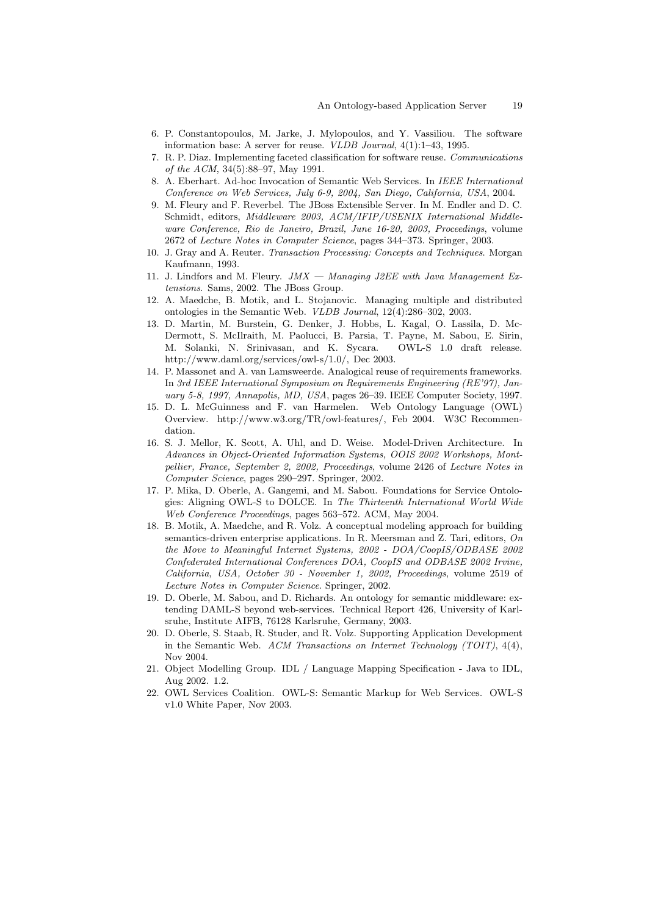6. P. Constantopoulos, M. Jarke, J. Mylopoulos, and Y. Vassiliou. The software information base: A server for reuse. *VLDB Journal*, 4(1):1–43, 1995.
7. R. P. Diaz. Implementing faceted classification for software reuse. *Communications of the ACM*, 34(5):88–97, May 1991.
8. A. Eberhart. Ad-hoc Invocation of Semantic Web Services. In *IEEE International Conference on Web Services, July 6-9, 2004, San Diego, California, USA*, 2004.
9. M. Fleury and F. Reverbel. The JBoss Extensible Server. In M. Endler and D. C. Schmidt, editors, *Middleware 2003, ACM/IFIP/USENIX International Middleware Conference, Rio de Janeiro, Brazil, June 16-20, 2003, Proceedings*, volume 2672 of *Lecture Notes in Computer Science*, pages 344–373. Springer, 2003.
10. J. Gray and A. Reuter. *Transaction Processing: Concepts and Techniques*. Morgan Kaufmann, 1993.
11. J. Lindfors and M. Fleury. *JMX — Managing J2EE with Java Management Extensions*. Sams, 2002. The JBoss Group.
12. A. Maedche, B. Motik, and L. Stojanovic. Managing multiple and distributed ontologies in the Semantic Web. *VLDB Journal*, 12(4):286–302, 2003.
13. D. Martin, M. Burstein, G. Denker, J. Hobbs, L. Kagal, O. Lassila, D. McDermott, S. McIlraith, M. Paolucci, B. Parsia, T. Payne, M. Sabou, E. Sirin, M. Solanki, N. Srinivasan, and K. Sycara. OWL-S 1.0 draft release. http://www.daml.org/services/owl-s/1.0/, Dec 2003.
14. P. Massonet and A. van Lamsweerde. Analogical reuse of requirements frameworks. In *3rd IEEE International Symposium on Requirements Engineering (RE'97), January 5-8, 1997, Annapolis, MD, USA*, pages 26–39. IEEE Computer Society, 1997.
15. D. L. McGuinness and F. van Harmelen. Web Ontology Language (OWL) Overview. http://www.w3.org/TR/owl-features/, Feb 2004. W3C Recommendation.
16. S. J. Mellor, K. Scott, A. Uhl, and D. Weise. Model-Driven Architecture. In *Advances in Object-Oriented Information Systems, OOIS 2002 Workshops, Montpellier, France, September 2, 2002, Proceedings*, volume 2426 of *Lecture Notes in Computer Science*, pages 290–297. Springer, 2002.
17. P. Mika, D. Oberle, A. Gangemi, and M. Sabou. Foundations for Service Ontologies: Aligning OWL-S to DOLCE. In *The Thirteenth International World Wide Web Conference Proceedings*, pages 563–572. ACM, May 2004.
18. B. Motik, A. Maedche, and R. Volz. A conceptual modeling approach for building semantics-driven enterprise applications. In R. Meersman and Z. Tari, editors, *On the Move to Meaningful Internet Systems, 2002 - DOA/CoopIS/ODBASE 2002 Confederated International Conferences DOA, CoopIS and ODBASE 2002 Irvine, California, USA, October 30 - November 1, 2002, Proceedings*, volume 2519 of *Lecture Notes in Computer Science*. Springer, 2002.
19. D. Oberle, M. Sabou, and D. Richards. An ontology for semantic middleware: extending DAML-S beyond web-services. Technical Report 426, University of Karlsruhe, Institute AIFB, 76128 Karlsruhe, Germany, 2003.
20. D. Oberle, S. Staab, R. Studer, and R. Volz. Supporting Application Development in the Semantic Web. *ACM Transactions on Internet Technology (TOIT)*, 4(4), Nov 2004.
21. Object Modelling Group. IDL / Language Mapping Specification - Java to IDL, Aug 2002. 1.2.
22. OWL Services Coalition. OWL-S: Semantic Markup for Web Services. OWL-S v1.0 White Paper, Nov 2003.